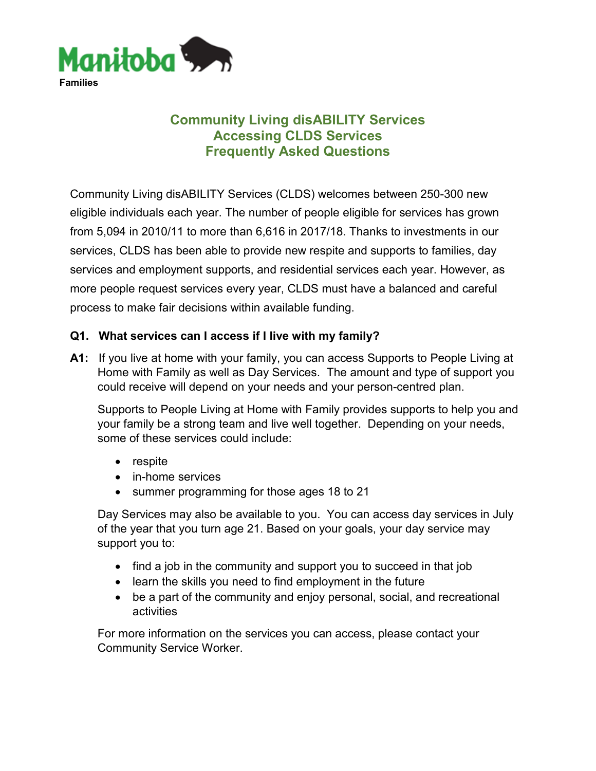Manitoba
Families

# Community Living disABILITY Services
# Accessing CLDS Services
# Frequently Asked Questions

Community Living disABILITY Services (CLDS) welcomes between 250-300 new eligible individuals each year. The number of people eligible for services has grown from 5,094 in 2010/11 to more than 6,616 in 2017/18. Thanks to investments in our services, CLDS has been able to provide new respite and supports to families, day services and employment supports, and residential services each year. However, as more people request services every year, CLDS must have a balanced and careful process to make fair decisions within available funding.

**Q1. What services can I access if I live with my family?**

**A1:** If you live at home with your family, you can access Supports to People Living at Home with Family as well as Day Services. The amount and type of support you could receive will depend on your needs and your person-centred plan.

Supports to People Living at Home with Family provides supports to help you and your family be a strong team and live well together. Depending on your needs, some of these services could include:

- respite
- in-home services
- summer programming for those ages 18 to 21

Day Services may also be available to you. You can access day services in July of the year that you turn age 21. Based on your goals, your day service may support you to:

- find a job in the community and support you to succeed in that job
- learn the skills you need to find employment in the future
- be a part of the community and enjoy personal, social, and recreational activities

For more information on the services you can access, please contact your Community Service Worker.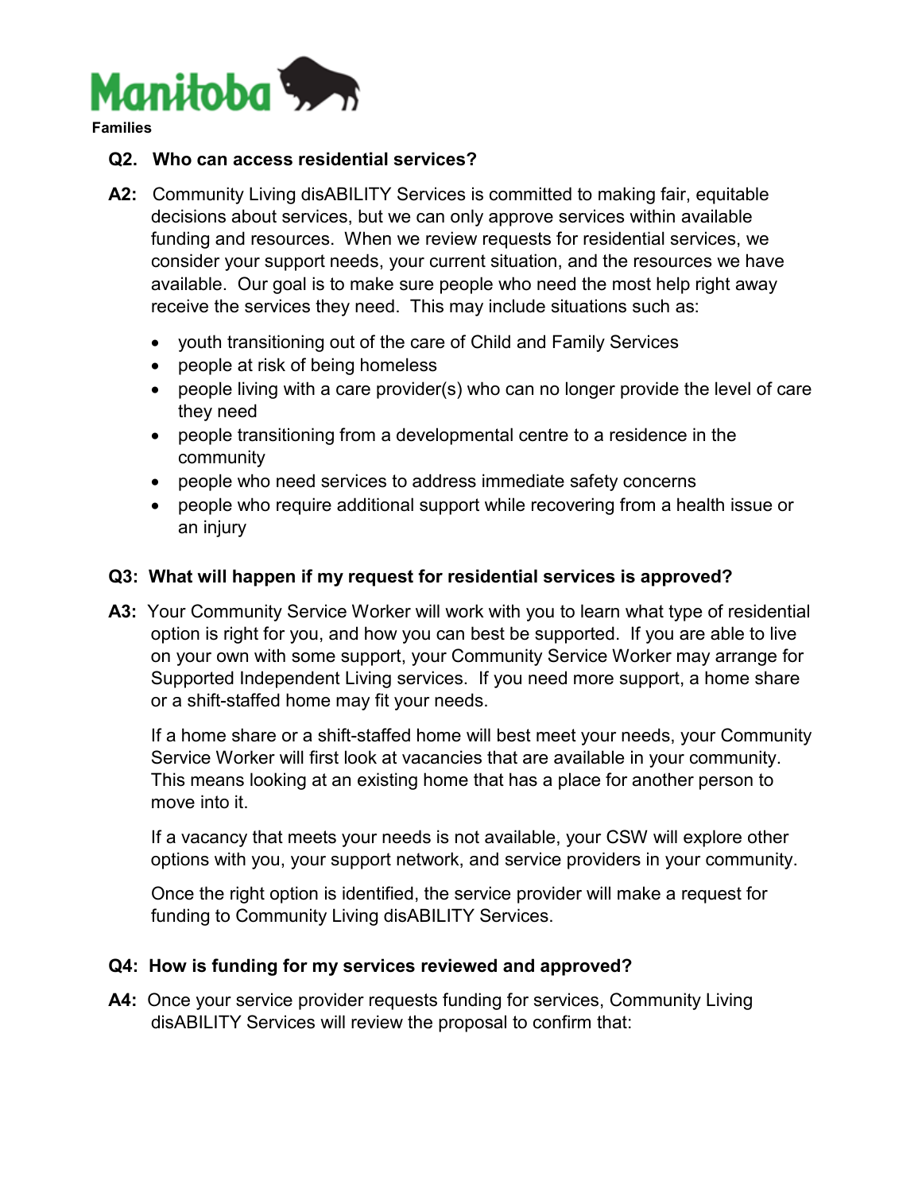### Q2. Who can access residential services?

**A2:** Community Living disABILITY Services is committed to making fair, equitable decisions about services, but we can only approve services within available funding and resources. When we review requests for residential services, we consider your support needs, your current situation, and the resources we have available. Our goal is to make sure people who need the most help right away receive the services they need. This may include situations such as:

- youth transitioning out of the care of Child and Family Services
- people at risk of being homeless
- people living with a care provider(s) who can no longer provide the level of care they need
- people transitioning from a developmental centre to a residence in the community
- people who need services to address immediate safety concerns
- people who require additional support while recovering from a health issue or an injury

### Q3: What will happen if my request for residential services is approved?

**A3:** Your Community Service Worker will work with you to learn what type of residential option is right for you, and how you can best be supported. If you are able to live on your own with some support, your Community Service Worker may arrange for Supported Independent Living services. If you need more support, a home share or a shift-staffed home may fit your needs.

If a home share or a shift-staffed home will best meet your needs, your Community Service Worker will first look at vacancies that are available in your community. This means looking at an existing home that has a place for another person to move into it.

If a vacancy that meets your needs is not available, your CSW will explore other options with you, your support network, and service providers in your community.

Once the right option is identified, the service provider will make a request for funding to Community Living disABILITY Services.

### Q4: How is funding for my services reviewed and approved?

**A4:** Once your service provider requests funding for services, Community Living disABILITY Services will review the proposal to confirm that: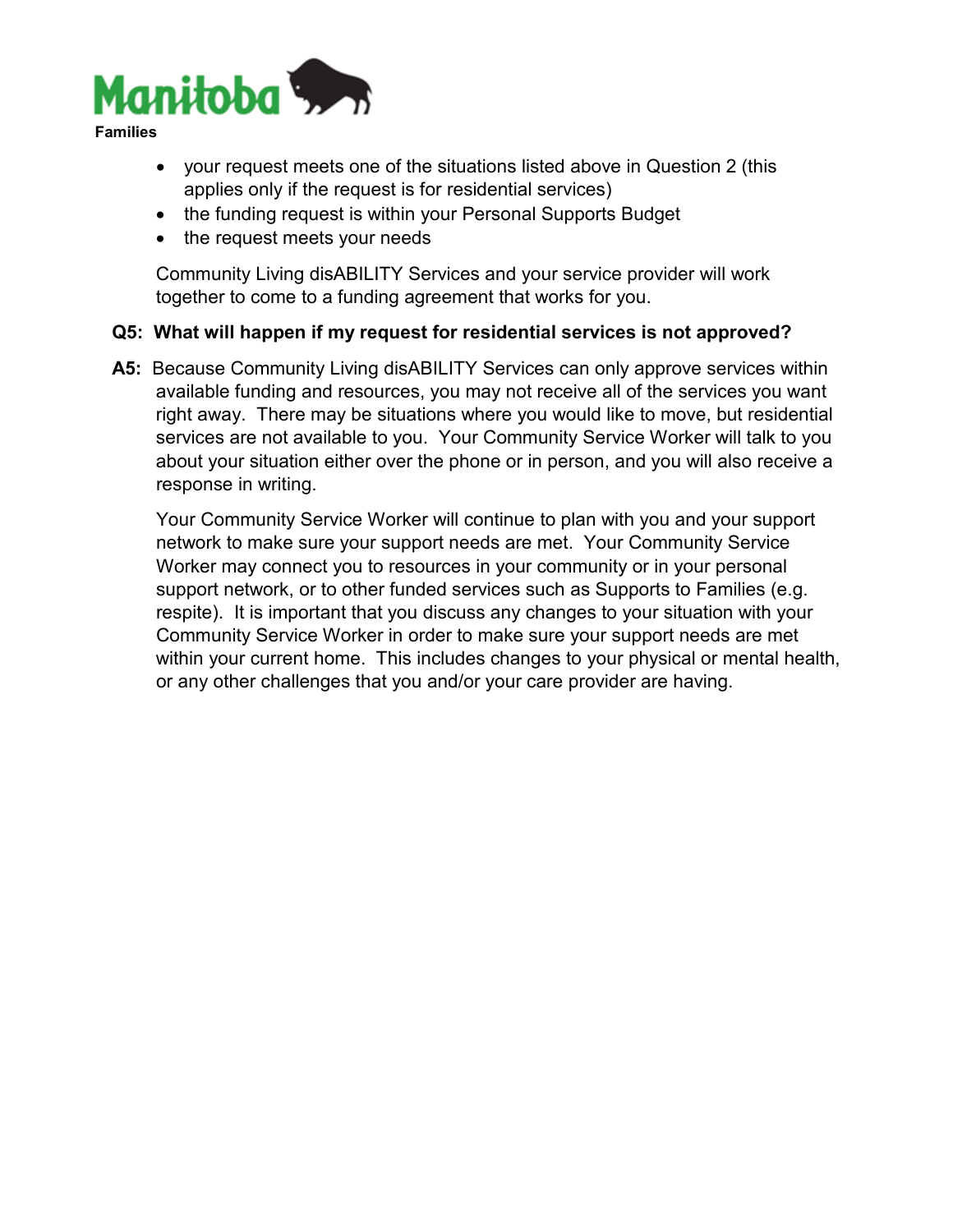- your request meets one of the situations listed above in Question 2 (this applies only if the request is for residential services)
- the funding request is within your Personal Supports Budget
- the request meets your needs

Community Living disABILITY Services and your service provider will work together to come to a funding agreement that works for you.

**Q5: What will happen if my request for residential services is not approved?**

**A5:** Because Community Living disABILITY Services can only approve services within available funding and resources, you may not receive all of the services you want right away. There may be situations where you would like to move, but residential services are not available to you. Your Community Service Worker will talk to you about your situation either over the phone or in person, and you will also receive a response in writing.

Your Community Service Worker will continue to plan with you and your support network to make sure your support needs are met. Your Community Service Worker may connect you to resources in your community or in your personal support network, or to other funded services such as Supports to Families (e.g. respite). It is important that you discuss any changes to your situation with your Community Service Worker in order to make sure your support needs are met within your current home. This includes changes to your physical or mental health, or any other challenges that you and/or your care provider are having.